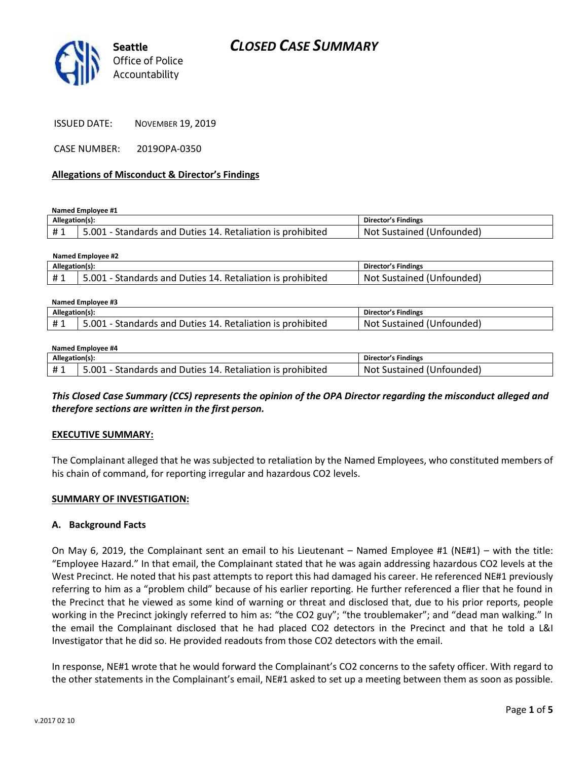**Seattle** Office of Police Accountability

# CLOSED CASE SUMMARY

ISSUED DATE: NOVEMBER 19, 2019

CASE NUMBER: 2019OPA-0350

**Allegations of Misconduct & Director's Findings**

**Named Employee #1**

| Allegation(s): | | Director's Findings |
|---|---|---|
| # 1 | 5.001 - Standards and Duties 14. Retaliation is prohibited | Not Sustained (Unfounded) |

**Named Employee #2**

| Allegation(s): | | Director's Findings |
|---|---|---|
| # 1 | 5.001 - Standards and Duties 14. Retaliation is prohibited | Not Sustained (Unfounded) |

**Named Employee #3**

| Allegation(s): | | Director's Findings |
|---|---|---|
| # 1 | 5.001 - Standards and Duties 14. Retaliation is prohibited | Not Sustained (Unfounded) |

**Named Employee #4**

| Allegation(s): | | Director's Findings |
|---|---|---|
| # 1 | 5.001 - Standards and Duties 14. Retaliation is prohibited | Not Sustained (Unfounded) |

***This Closed Case Summary (CCS) represents the opinion of the OPA Director regarding the misconduct alleged and therefore sections are written in the first person.***

**EXECUTIVE SUMMARY:**

The Complainant alleged that he was subjected to retaliation by the Named Employees, who constituted members of his chain of command, for reporting irregular and hazardous $CO_2$ levels.

**SUMMARY OF INVESTIGATION:**

**A. Background Facts**

On May 6, 2019, the Complainant sent an email to his Lieutenant – Named Employee #1 (NE#1) – with the title: "Employee Hazard." In that email, the Complainant stated that he was again addressing hazardous $CO_2$ levels at the West Precinct. He noted that his past attempts to report this had damaged his career. He referenced NE#1 previously referring to him as a "problem child" because of his earlier reporting. He further referenced a flier that he found in the Precinct that he viewed as some kind of warning or threat and disclosed that, due to his prior reports, people working in the Precinct jokingly referred to him as: "the $CO_2$ guy"; "the troublemaker"; and "dead man walking." In the email the Complainant disclosed that he had placed $CO_2$ detectors in the Precinct and that he told a L&I Investigator that he did so. He provided readouts from those $CO_2$ detectors with the email.

In response, NE#1 wrote that he would forward the Complainant's $CO_2$ concerns to the safety officer. With regard to the other statements in the Complainant's email, NE#1 asked to set up a meeting between them as soon as possible.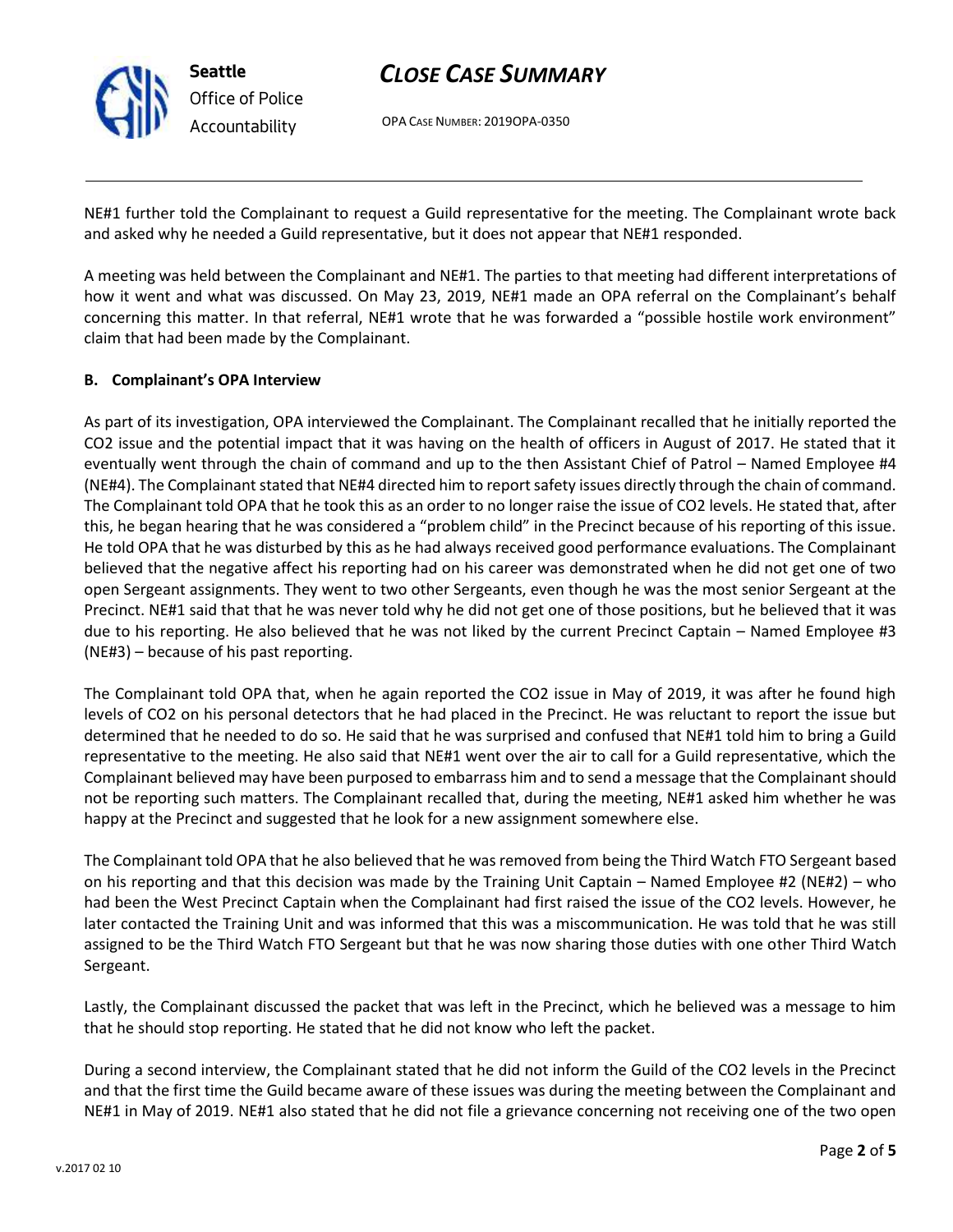NE#1 further told the Complainant to request a Guild representative for the meeting. The Complainant wrote back and asked why he needed a Guild representative, but it does not appear that NE#1 responded.

A meeting was held between the Complainant and NE#1. The parties to that meeting had different interpretations of how it went and what was discussed. On May 23, 2019, NE#1 made an OPA referral on the Complainant's behalf concerning this matter. In that referral, NE#1 wrote that he was forwarded a "possible hostile work environment" claim that had been made by the Complainant.

### B. Complainant's OPA Interview

As part of its investigation, OPA interviewed the Complainant. The Complainant recalled that he initially reported the $CO_2$ issue and the potential impact that it was having on the health of officers in August of 2017. He stated that it eventually went through the chain of command and up to the then Assistant Chief of Patrol – Named Employee #4 (NE#4). The Complainant stated that NE#4 directed him to report safety issues directly through the chain of command. The Complainant told OPA that he took this as an order to no longer raise the issue of $CO_2$ levels. He stated that, after this, he began hearing that he was considered a "problem child" in the Precinct because of his reporting of this issue. He told OPA that he was disturbed by this as he had always received good performance evaluations. The Complainant believed that the negative affect his reporting had on his career was demonstrated when he did not get one of two open Sergeant assignments. They went to two other Sergeants, even though he was the most senior Sergeant at the Precinct. NE#1 said that that he was never told why he did not get one of those positions, but he believed that it was due to his reporting. He also believed that he was not liked by the current Precinct Captain – Named Employee #3 (NE#3) – because of his past reporting.

The Complainant told OPA that, when he again reported the $CO_2$ issue in May of 2019, it was after he found high levels of $CO_2$ on his personal detectors that he had placed in the Precinct. He was reluctant to report the issue but determined that he needed to do so. He said that he was surprised and confused that NE#1 told him to bring a Guild representative to the meeting. He also said that NE#1 went over the air to call for a Guild representative, which the Complainant believed may have been purposed to embarrass him and to send a message that the Complainant should not be reporting such matters. The Complainant recalled that, during the meeting, NE#1 asked him whether he was happy at the Precinct and suggested that he look for a new assignment somewhere else.

The Complainant told OPA that he also believed that he was removed from being the Third Watch FTO Sergeant based on his reporting and that this decision was made by the Training Unit Captain – Named Employee #2 (NE#2) – who had been the West Precinct Captain when the Complainant had first raised the issue of the $CO_2$ levels. However, he later contacted the Training Unit and was informed that this was a miscommunication. He was told that he was still assigned to be the Third Watch FTO Sergeant but that he was now sharing those duties with one other Third Watch Sergeant.

Lastly, the Complainant discussed the packet that was left in the Precinct, which he believed was a message to him that he should stop reporting. He stated that he did not know who left the packet.

During a second interview, the Complainant stated that he did not inform the Guild of the $CO_2$ levels in the Precinct and that the first time the Guild became aware of these issues was during the meeting between the Complainant and NE#1 in May of 2019. NE#1 also stated that he did not file a grievance concerning not receiving one of the two open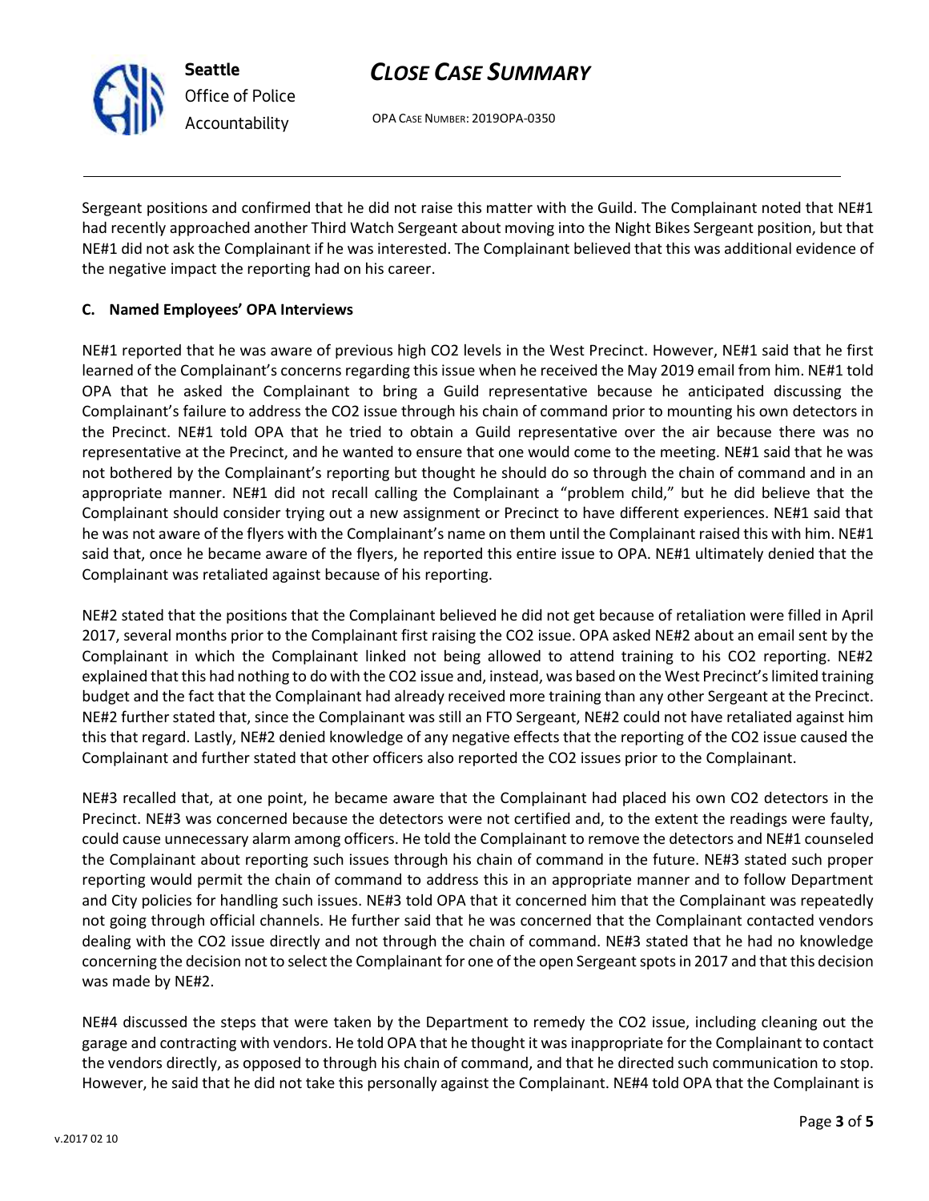Sergeant positions and confirmed that he did not raise this matter with the Guild. The Complainant noted that NE#1 had recently approached another Third Watch Sergeant about moving into the Night Bikes Sergeant position, but that NE#1 did not ask the Complainant if he was interested. The Complainant believed that this was additional evidence of the negative impact the reporting had on his career.

### C. Named Employees' OPA Interviews

NE#1 reported that he was aware of previous high $CO_2$ levels in the West Precinct. However, NE#1 said that he first learned of the Complainant's concerns regarding this issue when he received the May 2019 email from him. NE#1 told OPA that he asked the Complainant to bring a Guild representative because he anticipated discussing the Complainant's failure to address the $CO_2$ issue through his chain of command prior to mounting his own detectors in the Precinct. NE#1 told OPA that he tried to obtain a Guild representative over the air because there was no representative at the Precinct, and he wanted to ensure that one would come to the meeting. NE#1 said that he was not bothered by the Complainant's reporting but thought he should do so through the chain of command and in an appropriate manner. NE#1 did not recall calling the Complainant a "problem child," but he did believe that the Complainant should consider trying out a new assignment or Precinct to have different experiences. NE#1 said that he was not aware of the flyers with the Complainant's name on them until the Complainant raised this with him. NE#1 said that, once he became aware of the flyers, he reported this entire issue to OPA. NE#1 ultimately denied that the Complainant was retaliated against because of his reporting.

NE#2 stated that the positions that the Complainant believed he did not get because of retaliation were filled in April 2017, several months prior to the Complainant first raising the $CO_2$ issue. OPA asked NE#2 about an email sent by the Complainant in which the Complainant linked not being allowed to attend training to his $CO_2$ reporting. NE#2 explained that this had nothing to do with the $CO_2$ issue and, instead, was based on the West Precinct's limited training budget and the fact that the Complainant had already received more training than any other Sergeant at the Precinct. NE#2 further stated that, since the Complainant was still an FTO Sergeant, NE#2 could not have retaliated against him this that regard. Lastly, NE#2 denied knowledge of any negative effects that the reporting of the $CO_2$ issue caused the Complainant and further stated that other officers also reported the $CO_2$ issues prior to the Complainant.

NE#3 recalled that, at one point, he became aware that the Complainant had placed his own $CO_2$ detectors in the Precinct. NE#3 was concerned because the detectors were not certified and, to the extent the readings were faulty, could cause unnecessary alarm among officers. He told the Complainant to remove the detectors and NE#1 counseled the Complainant about reporting such issues through his chain of command in the future. NE#3 stated such proper reporting would permit the chain of command to address this in an appropriate manner and to follow Department and City policies for handling such issues. NE#3 told OPA that it concerned him that the Complainant was repeatedly not going through official channels. He further said that he was concerned that the Complainant contacted vendors dealing with the $CO_2$ issue directly and not through the chain of command. NE#3 stated that he had no knowledge concerning the decision not to select the Complainant for one of the open Sergeant spots in 2017 and that this decision was made by NE#2.

NE#4 discussed the steps that were taken by the Department to remedy the $CO_2$ issue, including cleaning out the garage and contracting with vendors. He told OPA that he thought it was inappropriate for the Complainant to contact the vendors directly, as opposed to through his chain of command, and that he directed such communication to stop. However, he said that he did not take this personally against the Complainant. NE#4 told OPA that the Complainant is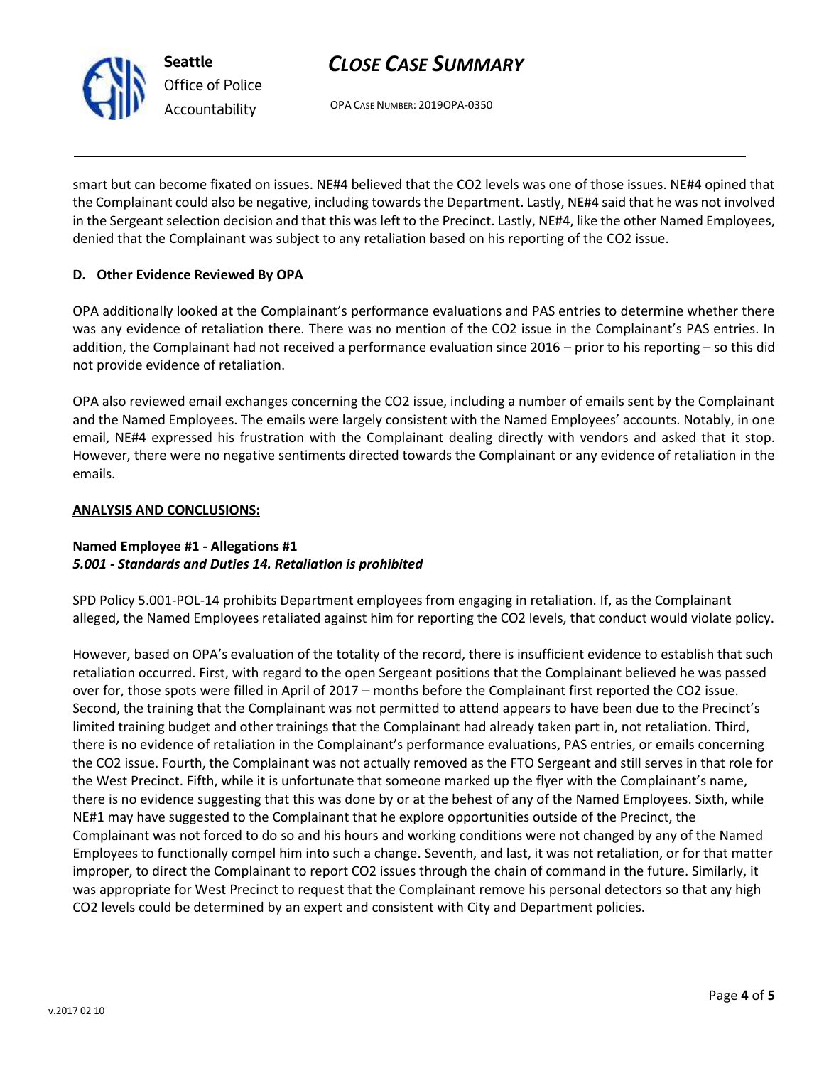smart but can become fixated on issues. NE#4 believed that the $CO_2$ levels was one of those issues. NE#4 opined that the Complainant could also be negative, including towards the Department. Lastly, NE#4 said that he was not involved in the Sergeant selection decision and that this was left to the Precinct. Lastly, NE#4, like the other Named Employees, denied that the Complainant was subject to any retaliation based on his reporting of the $CO_2$ issue.

**D. Other Evidence Reviewed By OPA**

OPA additionally looked at the Complainant's performance evaluations and PAS entries to determine whether there was any evidence of retaliation there. There was no mention of the $CO_2$ issue in the Complainant's PAS entries. In addition, the Complainant had not received a performance evaluation since 2016 – prior to his reporting – so this did not provide evidence of retaliation.

OPA also reviewed email exchanges concerning the $CO_2$ issue, including a number of emails sent by the Complainant and the Named Employees. The emails were largely consistent with the Named Employees' accounts. Notably, in one email, NE#4 expressed his frustration with the Complainant dealing directly with vendors and asked that it stop. However, there were no negative sentiments directed towards the Complainant or any evidence of retaliation in the emails.

**ANALYSIS AND CONCLUSIONS:**

**Named Employee #1 - Allegations #1**
***5.001 - Standards and Duties 14. Retaliation is prohibited***

SPD Policy 5.001-POL-14 prohibits Department employees from engaging in retaliation. If, as the Complainant alleged, the Named Employees retaliated against him for reporting the $CO_2$ levels, that conduct would violate policy.

However, based on OPA's evaluation of the totality of the record, there is insufficient evidence to establish that such retaliation occurred. First, with regard to the open Sergeant positions that the Complainant believed he was passed over for, those spots were filled in April of 2017 – months before the Complainant first reported the $CO_2$ issue. Second, the training that the Complainant was not permitted to attend appears to have been due to the Precinct's limited training budget and other trainings that the Complainant had already taken part in, not retaliation. Third, there is no evidence of retaliation in the Complainant's performance evaluations, PAS entries, or emails concerning the $CO_2$ issue. Fourth, the Complainant was not actually removed as the FTO Sergeant and still serves in that role for the West Precinct. Fifth, while it is unfortunate that someone marked up the flyer with the Complainant's name, there is no evidence suggesting that this was done by or at the behest of any of the Named Employees. Sixth, while NE#1 may have suggested to the Complainant that he explore opportunities outside of the Precinct, the Complainant was not forced to do so and his hours and working conditions were not changed by any of the Named Employees to functionally compel him into such a change. Seventh, and last, it was not retaliation, or for that matter improper, to direct the Complainant to report $CO_2$ issues through the chain of command in the future. Similarly, it was appropriate for West Precinct to request that the Complainant remove his personal detectors so that any high $CO_2$ levels could be determined by an expert and consistent with City and Department policies.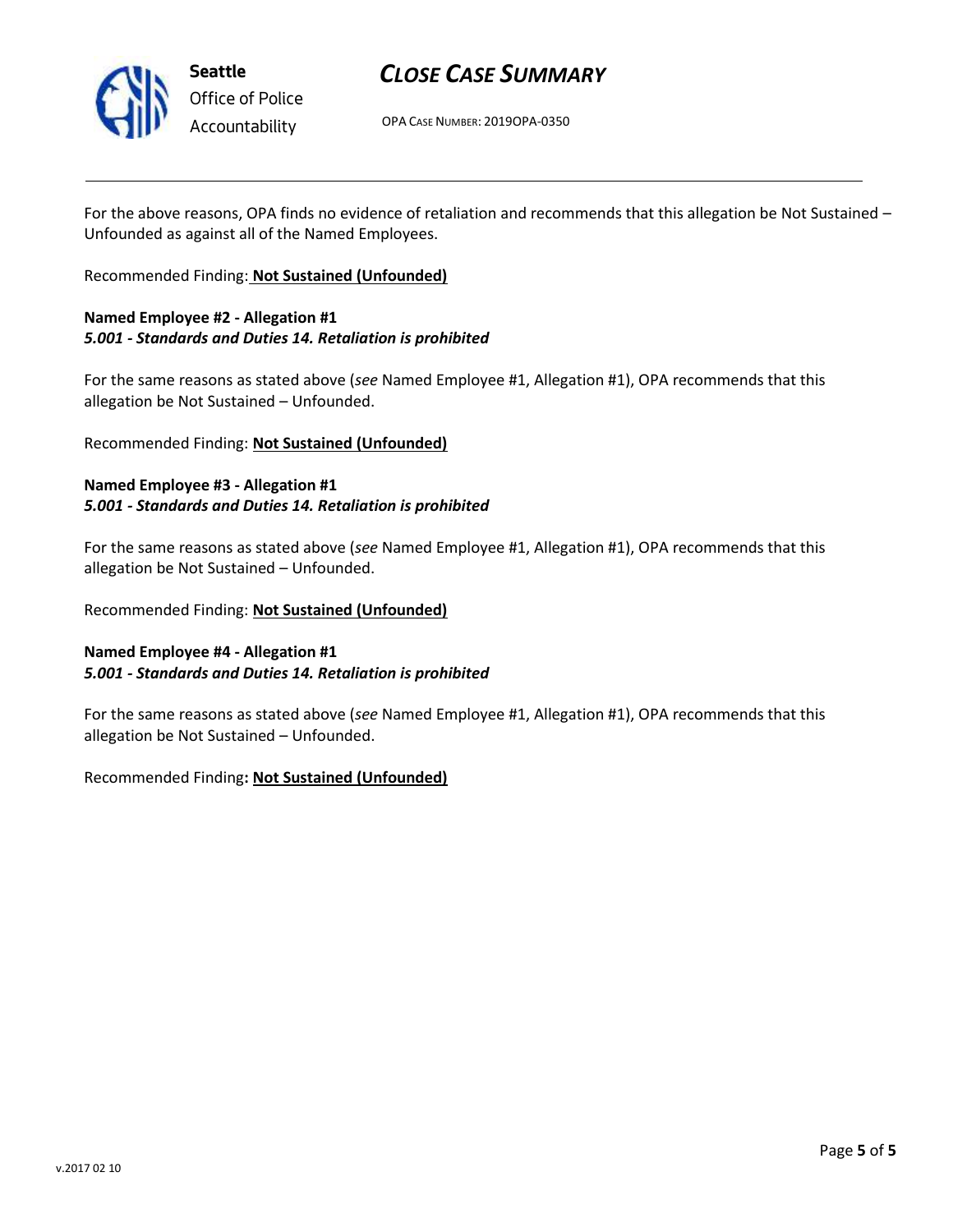For the above reasons, OPA finds no evidence of retaliation and recommends that this allegation be Not Sustained – Unfounded as against all of the Named Employees.

Recommended Finding: **Not Sustained (Unfounded)**

**Named Employee #2 - Allegation #1**
***5.001 - Standards and Duties 14. Retaliation is prohibited***

For the same reasons as stated above (*see* Named Employee #1, Allegation #1), OPA recommends that this allegation be Not Sustained – Unfounded.

Recommended Finding: **Not Sustained (Unfounded)**

**Named Employee #3 - Allegation #1**
***5.001 - Standards and Duties 14. Retaliation is prohibited***

For the same reasons as stated above (*see* Named Employee #1, Allegation #1), OPA recommends that this allegation be Not Sustained – Unfounded.

Recommended Finding: **Not Sustained (Unfounded)**

**Named Employee #4 - Allegation #1**
***5.001 - Standards and Duties 14. Retaliation is prohibited***

For the same reasons as stated above (*see* Named Employee #1, Allegation #1), OPA recommends that this allegation be Not Sustained – Unfounded.

Recommended Finding**: Not Sustained (Unfounded)**